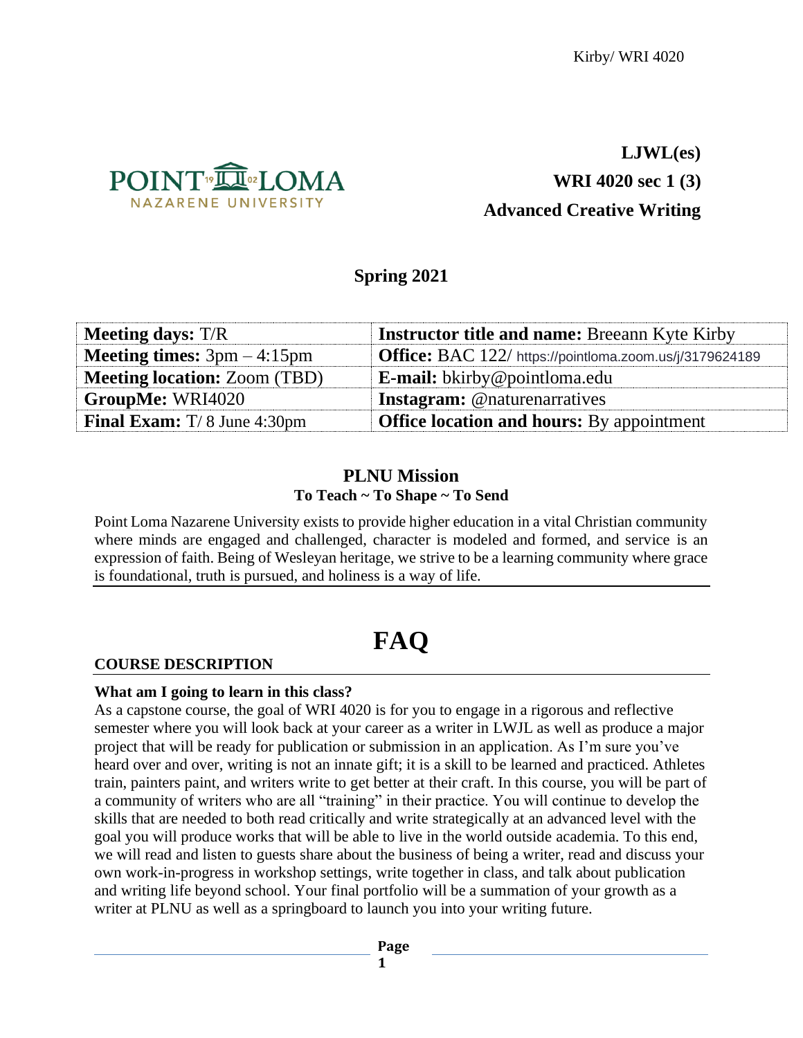**LJWL(es)**

**WRI 4020 sec 1 (3)**

**Advanced Creative Writing**

## Spring 2021

| **Meeting days:** T/R | **Instructor title and name:** Breeann Kyte Kirby |
|---|---|
| **Meeting times:** 3pm – 4:15pm | **Office:** BAC 122/ https://pointloma.zoom.us/j/3179624189 |
| **Meeting location:** Zoom (TBD) | **E-mail:** bkirby@pointloma.edu |
| **GroupMe:** WRI4020 | **Instagram:** @naturenarratives |
| **Final Exam:** T/ 8 June 4:30pm | **Office location and hours:** By appointment |

## PLNU Mission

**To Teach ~ To Shape ~ To Send**

Point Loma Nazarene University exists to provide higher education in a vital Christian community where minds are engaged and challenged, character is modeled and formed, and service is an expression of faith. Being of Wesleyan heritage, we strive to be a learning community where grace is foundational, truth is pursued, and holiness is a way of life.

# FAQ

## COURSE DESCRIPTION

### What am I going to learn in this class?

As a capstone course, the goal of WRI 4020 is for you to engage in a rigorous and reflective semester where you will look back at your career as a writer in LWJL as well as produce a major project that will be ready for publication or submission in an application. As I'm sure you've heard over and over, writing is not an innate gift; it is a skill to be learned and practiced. Athletes train, painters paint, and writers write to get better at their craft. In this course, you will be part of a community of writers who are all "training" in their practice. You will continue to develop the skills that are needed to both read critically and write strategically at an advanced level with the goal you will produce works that will be able to live in the world outside academia. To this end, we will read and listen to guests share about the business of being a writer, read and discuss your own work-in-progress in workshop settings, write together in class, and talk about publication and writing life beyond school. Your final portfolio will be a summation of your growth as a writer at PLNU as well as a springboard to launch you into your writing future.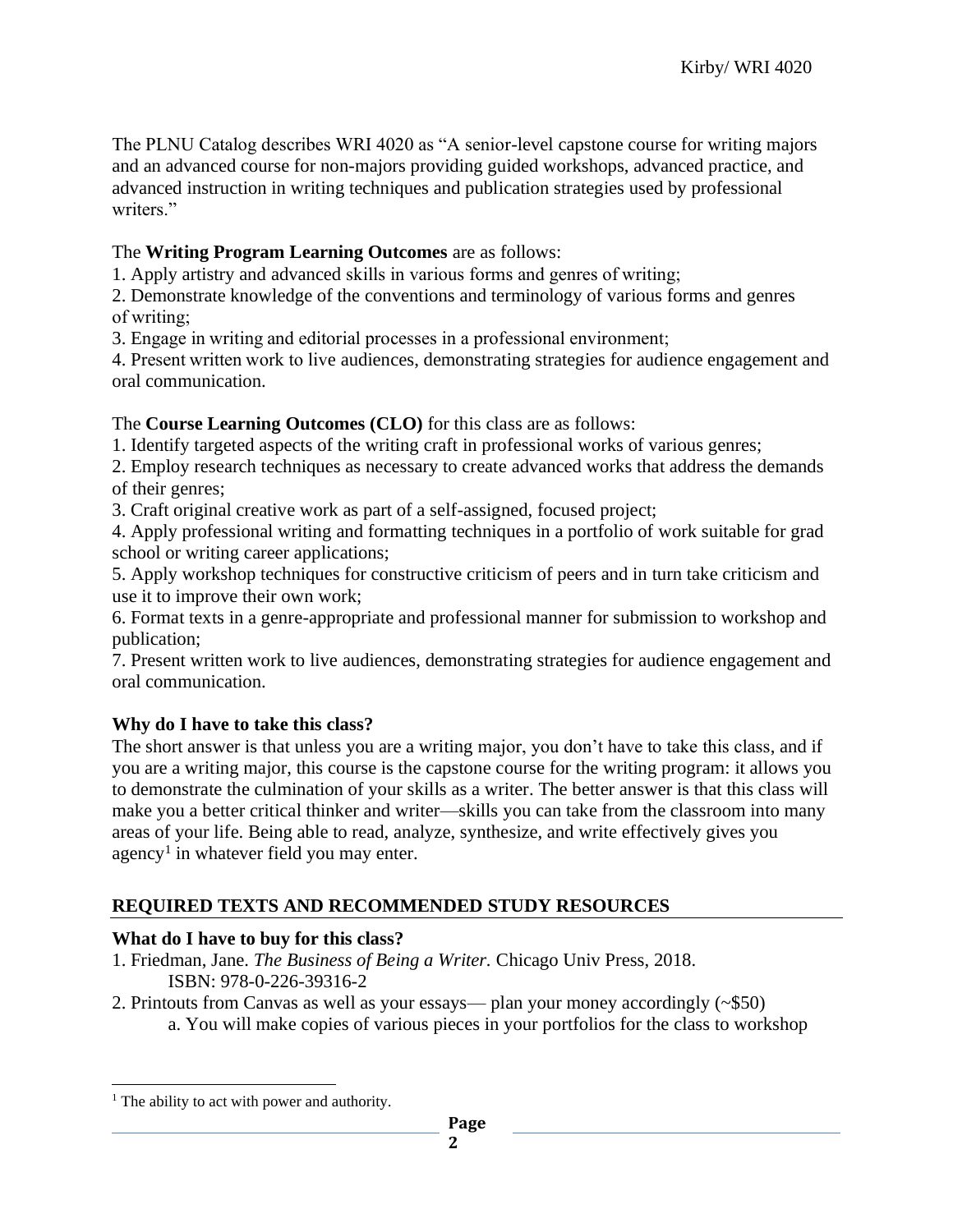The PLNU Catalog describes WRI 4020 as "A senior-level capstone course for writing majors and an advanced course for non-majors providing guided workshops, advanced practice, and advanced instruction in writing techniques and publication strategies used by professional writers."

The **Writing Program Learning Outcomes** are as follows:

1. Apply artistry and advanced skills in various forms and genres of writing;
2. Demonstrate knowledge of the conventions and terminology of various forms and genres of writing;
3. Engage in writing and editorial processes in a professional environment;
4. Present written work to live audiences, demonstrating strategies for audience engagement and oral communication.

The **Course Learning Outcomes (CLO)** for this class are as follows:

1. Identify targeted aspects of the writing craft in professional works of various genres;
2. Employ research techniques as necessary to create advanced works that address the demands of their genres;
3. Craft original creative work as part of a self-assigned, focused project;
4. Apply professional writing and formatting techniques in a portfolio of work suitable for grad school or writing career applications;
5. Apply workshop techniques for constructive criticism of peers and in turn take criticism and use it to improve their own work;
6. Format texts in a genre-appropriate and professional manner for submission to workshop and publication;
7. Present written work to live audiences, demonstrating strategies for audience engagement and oral communication.

**Why do I have to take this class?**

The short answer is that unless you are a writing major, you don't have to take this class, and if you are a writing major, this course is the capstone course for the writing program: it allows you to demonstrate the culmination of your skills as a writer. The better answer is that this class will make you a better critical thinker and writer—skills you can take from the classroom into many areas of your life. Being able to read, analyze, synthesize, and write effectively gives you agency[1] in whatever field you may enter.

## REQUIRED TEXTS AND RECOMMENDED STUDY RESOURCES

**What do I have to buy for this class?**

1. Friedman, Jane. *The Business of Being a Writer.* Chicago Univ Press, 2018.
   ISBN: 978-0-226-39316-2
2. Printouts from Canvas as well as your essays— plan your money accordingly (~$50)
   a. You will make copies of various pieces in your portfolios for the class to workshop

[1] The ability to act with power and authority.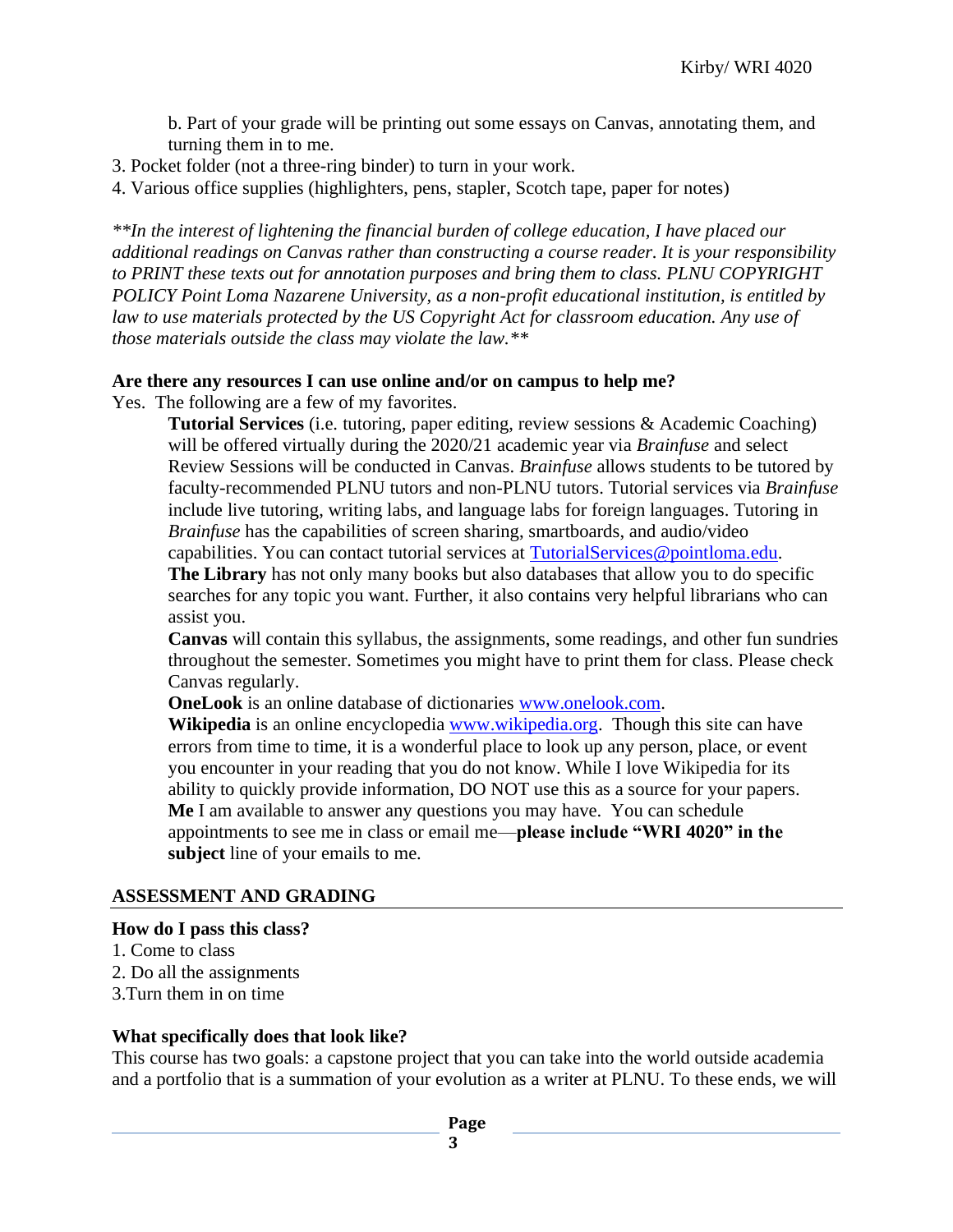b. Part of your grade will be printing out some essays on Canvas, annotating them, and turning them in to me.

3. Pocket folder (not a three-ring binder) to turn in your work.
4. Various office supplies (highlighters, pens, stapler, Scotch tape, paper for notes)

*\*\*In the interest of lightening the financial burden of college education, I have placed our additional readings on Canvas rather than constructing a course reader. It is your responsibility to PRINT these texts out for annotation purposes and bring them to class. PLNU COPYRIGHT POLICY Point Loma Nazarene University, as a non-profit educational institution, is entitled by law to use materials protected by the US Copyright Act for classroom education. Any use of those materials outside the class may violate the law.\*\**

**Are there any resources I can use online and/or on campus to help me?**

Yes. The following are a few of my favorites.

**Tutorial Services** (i.e. tutoring, paper editing, review sessions & Academic Coaching) will be offered virtually during the 2020/21 academic year via *Brainfuse* and select Review Sessions will be conducted in Canvas. *Brainfuse* allows students to be tutored by faculty-recommended PLNU tutors and non-PLNU tutors. Tutorial services via *Brainfuse* include live tutoring, writing labs, and language labs for foreign languages. Tutoring in *Brainfuse* has the capabilities of screen sharing, smartboards, and audio/video capabilities. You can contact tutorial services at TutorialServices@pointloma.edu.

**The Library** has not only many books but also databases that allow you to do specific searches for any topic you want. Further, it also contains very helpful librarians who can assist you.

**Canvas** will contain this syllabus, the assignments, some readings, and other fun sundries throughout the semester. Sometimes you might have to print them for class. Please check Canvas regularly.

**OneLook** is an online database of dictionaries www.onelook.com.

**Wikipedia** is an online encyclopedia www.wikipedia.org. Though this site can have errors from time to time, it is a wonderful place to look up any person, place, or event you encounter in your reading that you do not know. While I love Wikipedia for its ability to quickly provide information, DO NOT use this as a source for your papers.

**Me** I am available to answer any questions you may have. You can schedule appointments to see me in class or email me—**please include "WRI 4020" in the subject** line of your emails to me.

## ASSESSMENT AND GRADING

**How do I pass this class?**

1. Come to class
2. Do all the assignments
3. Turn them in on time

**What specifically does that look like?**

This course has two goals: a capstone project that you can take into the world outside academia and a portfolio that is a summation of your evolution as a writer at PLNU. To these ends, we will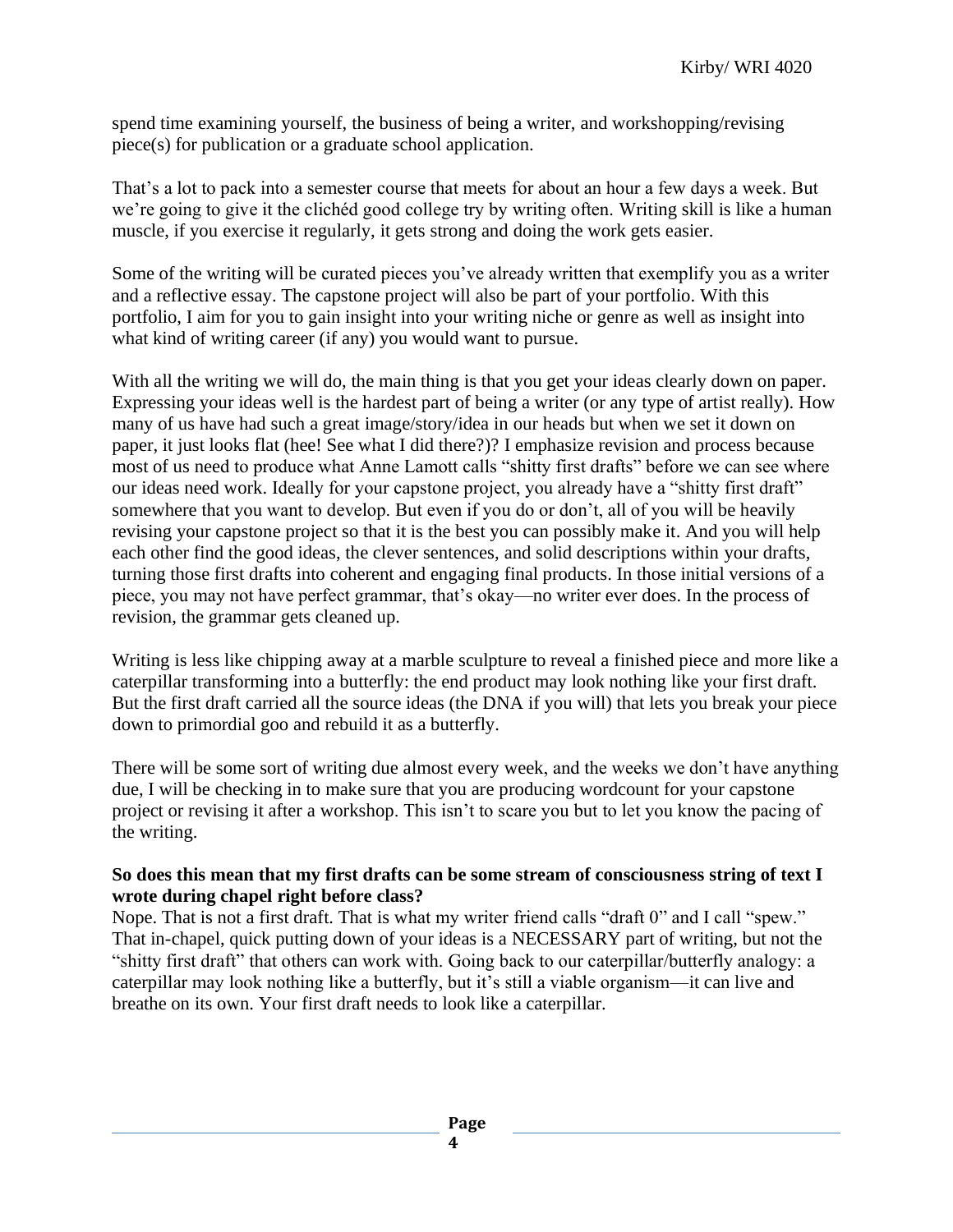spend time examining yourself, the business of being a writer, and workshopping/revising piece(s) for publication or a graduate school application.

That's a lot to pack into a semester course that meets for about an hour a few days a week. But we're going to give it the clichéd good college try by writing often. Writing skill is like a human muscle, if you exercise it regularly, it gets strong and doing the work gets easier.

Some of the writing will be curated pieces you've already written that exemplify you as a writer and a reflective essay. The capstone project will also be part of your portfolio. With this portfolio, I aim for you to gain insight into your writing niche or genre as well as insight into what kind of writing career (if any) you would want to pursue.

With all the writing we will do, the main thing is that you get your ideas clearly down on paper. Expressing your ideas well is the hardest part of being a writer (or any type of artist really). How many of us have had such a great image/story/idea in our heads but when we set it down on paper, it just looks flat (hee! See what I did there?)? I emphasize revision and process because most of us need to produce what Anne Lamott calls "shitty first drafts" before we can see where our ideas need work. Ideally for your capstone project, you already have a "shitty first draft" somewhere that you want to develop. But even if you do or don't, all of you will be heavily revising your capstone project so that it is the best you can possibly make it. And you will help each other find the good ideas, the clever sentences, and solid descriptions within your drafts, turning those first drafts into coherent and engaging final products. In those initial versions of a piece, you may not have perfect grammar, that's okay—no writer ever does. In the process of revision, the grammar gets cleaned up.

Writing is less like chipping away at a marble sculpture to reveal a finished piece and more like a caterpillar transforming into a butterfly: the end product may look nothing like your first draft. But the first draft carried all the source ideas (the DNA if you will) that lets you break your piece down to primordial goo and rebuild it as a butterfly.

There will be some sort of writing due almost every week, and the weeks we don't have anything due, I will be checking in to make sure that you are producing wordcount for your capstone project or revising it after a workshop. This isn't to scare you but to let you know the pacing of the writing.

**So does this mean that my first drafts can be some stream of consciousness string of text I wrote during chapel right before class?**

Nope. That is not a first draft. That is what my writer friend calls "draft 0" and I call "spew." That in-chapel, quick putting down of your ideas is a NECESSARY part of writing, but not the "shitty first draft" that others can work with. Going back to our caterpillar/butterfly analogy: a caterpillar may look nothing like a butterfly, but it's still a viable organism—it can live and breathe on its own. Your first draft needs to look like a caterpillar.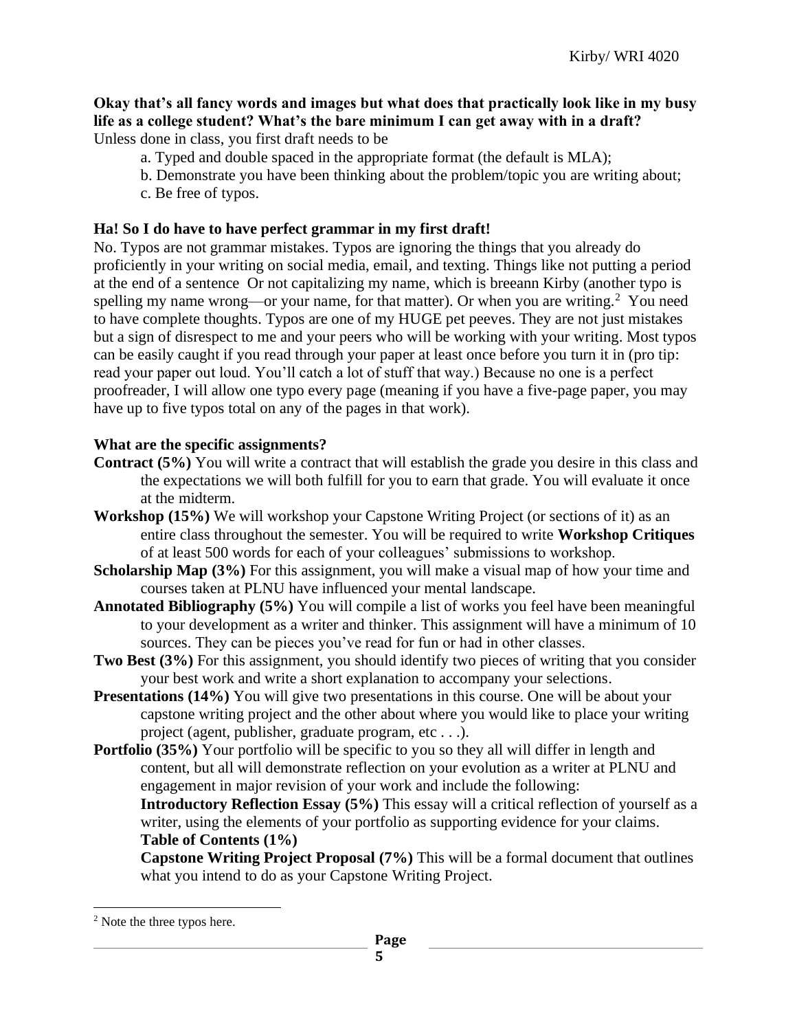**Okay that's all fancy words and images but what does that practically look like in my busy life as a college student? What's the bare minimum I can get away with in a draft?**

Unless done in class, you first draft needs to be

a. Typed and double spaced in the appropriate format (the default is MLA);

b. Demonstrate you have been thinking about the problem/topic you are writing about;

c. Be free of typos.

**Ha! So I do have to have perfect grammar in my first draft!**

No. Typos are not grammar mistakes. Typos are ignoring the things that you already do proficiently in your writing on social media, email, and texting. Things like not putting a period at the end of a sentence  Or not capitalizing my name, which is breeann Kirby (another typo is spelling my name wrong—or your name, for that matter). Or when you are writing.[2]  You need to have complete thoughts. Typos are one of my HUGE pet peeves. They are not just mistakes but a sign of disrespect to me and your peers who will be working with your writing. Most typos can be easily caught if you read through your paper at least once before you turn it in (pro tip: read your paper out loud. You'll catch a lot of stuff that way.) Because no one is a perfect proofreader, I will allow one typo every page (meaning if you have a five-page paper, you may have up to five typos total on any of the pages in that work).

**What are the specific assignments?**

**Contract (5%)** You will write a contract that will establish the grade you desire in this class and the expectations we will both fulfill for you to earn that grade. You will evaluate it once at the midterm.

**Workshop (15%)** We will workshop your Capstone Writing Project (or sections of it) as an entire class throughout the semester. You will be required to write **Workshop Critiques** of at least 500 words for each of your colleagues' submissions to workshop.

**Scholarship Map (3%)** For this assignment, you will make a visual map of how your time and courses taken at PLNU have influenced your mental landscape.

**Annotated Bibliography (5%)** You will compile a list of works you feel have been meaningful to your development as a writer and thinker. This assignment will have a minimum of 10 sources. They can be pieces you've read for fun or had in other classes.

**Two Best (3%)** For this assignment, you should identify two pieces of writing that you consider your best work and write a short explanation to accompany your selections.

**Presentations (14%)** You will give two presentations in this course. One will be about your capstone writing project and the other about where you would like to place your writing project (agent, publisher, graduate program, etc . . .).

**Portfolio (35%)** Your portfolio will be specific to you so they all will differ in length and content, but all will demonstrate reflection on your evolution as a writer at PLNU and engagement in major revision of your work and include the following:

**Introductory Reflection Essay (5%)** This essay will a critical reflection of yourself as a writer, using the elements of your portfolio as supporting evidence for your claims.

**Table of Contents (1%)**

**Capstone Writing Project Proposal (7%)** This will be a formal document that outlines what you intend to do as your Capstone Writing Project.

---

[2] Note the three typos here.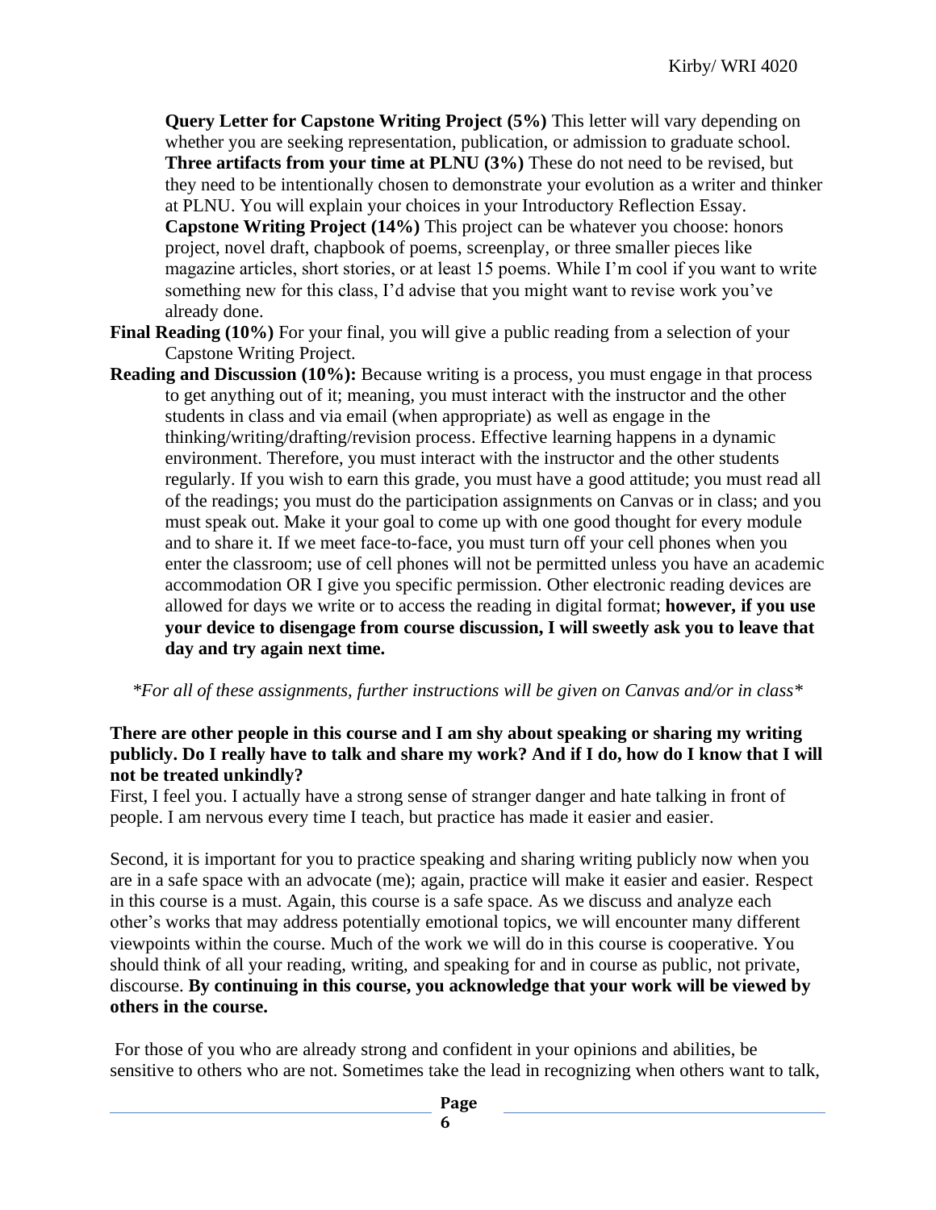**Query Letter for Capstone Writing Project (5%)** This letter will vary depending on whether you are seeking representation, publication, or admission to graduate school.

**Three artifacts from your time at PLNU (3%)** These do not need to be revised, but they need to be intentionally chosen to demonstrate your evolution as a writer and thinker at PLNU. You will explain your choices in your Introductory Reflection Essay.

**Capstone Writing Project (14%)** This project can be whatever you choose: honors project, novel draft, chapbook of poems, screenplay, or three smaller pieces like magazine articles, short stories, or at least 15 poems. While I'm cool if you want to write something new for this class, I'd advise that you might want to revise work you've already done.

**Final Reading (10%)** For your final, you will give a public reading from a selection of your Capstone Writing Project.

**Reading and Discussion (10%):** Because writing is a process, you must engage in that process to get anything out of it; meaning, you must interact with the instructor and the other students in class and via email (when appropriate) as well as engage in the thinking/writing/drafting/revision process. Effective learning happens in a dynamic environment. Therefore, you must interact with the instructor and the other students regularly. If you wish to earn this grade, you must have a good attitude; you must read all of the readings; you must do the participation assignments on Canvas or in class; and you must speak out. Make it your goal to come up with one good thought for every module and to share it. If we meet face-to-face, you must turn off your cell phones when you enter the classroom; use of cell phones will not be permitted unless you have an academic accommodation OR I give you specific permission. Other electronic reading devices are allowed for days we write or to access the reading in digital format; **however, if you use your device to disengage from course discussion, I will sweetly ask you to leave that day and try again next time.**

*\*For all of these assignments, further instructions will be given on Canvas and/or in class\**

**There are other people in this course and I am shy about speaking or sharing my writing publicly. Do I really have to talk and share my work? And if I do, how do I know that I will not be treated unkindly?**

First, I feel you. I actually have a strong sense of stranger danger and hate talking in front of people. I am nervous every time I teach, but practice has made it easier and easier.

Second, it is important for you to practice speaking and sharing writing publicly now when you are in a safe space with an advocate (me); again, practice will make it easier and easier. Respect in this course is a must. Again, this course is a safe space. As we discuss and analyze each other's works that may address potentially emotional topics, we will encounter many different viewpoints within the course. Much of the work we will do in this course is cooperative. You should think of all your reading, writing, and speaking for and in course as public, not private, discourse. **By continuing in this course, you acknowledge that your work will be viewed by others in the course.**

For those of you who are already strong and confident in your opinions and abilities, be sensitive to others who are not. Sometimes take the lead in recognizing when others want to talk,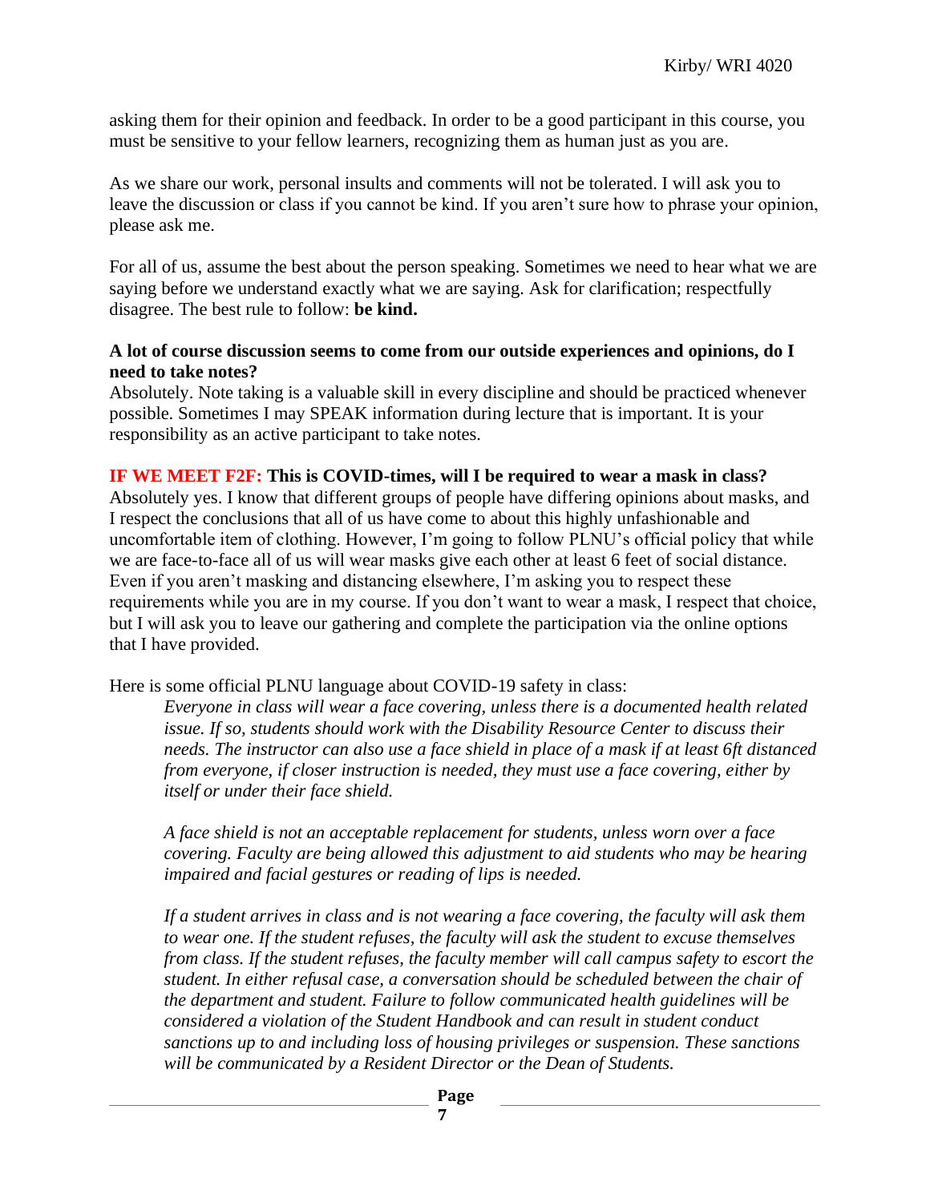asking them for their opinion and feedback. In order to be a good participant in this course, you must be sensitive to your fellow learners, recognizing them as human just as you are.

As we share our work, personal insults and comments will not be tolerated. I will ask you to leave the discussion or class if you cannot be kind. If you aren't sure how to phrase your opinion, please ask me.

For all of us, assume the best about the person speaking. Sometimes we need to hear what we are saying before we understand exactly what we are saying. Ask for clarification; respectfully disagree. The best rule to follow: **be kind.**

**A lot of course discussion seems to come from our outside experiences and opinions, do I need to take notes?**

Absolutely. Note taking is a valuable skill in every discipline and should be practiced whenever possible. Sometimes I may SPEAK information during lecture that is important. It is your responsibility as an active participant to take notes.

**IF WE MEET F2F: This is COVID-times, will I be required to wear a mask in class?**

Absolutely yes. I know that different groups of people have differing opinions about masks, and I respect the conclusions that all of us have come to about this highly unfashionable and uncomfortable item of clothing. However, I'm going to follow PLNU's official policy that while we are face-to-face all of us will wear masks give each other at least 6 feet of social distance. Even if you aren't masking and distancing elsewhere, I'm asking you to respect these requirements while you are in my course. If you don't want to wear a mask, I respect that choice, but I will ask you to leave our gathering and complete the participation via the online options that I have provided.

Here is some official PLNU language about COVID-19 safety in class:

> *Everyone in class will wear a face covering, unless there is a documented health related issue. If so, students should work with the Disability Resource Center to discuss their needs. The instructor can also use a face shield in place of a mask if at least 6ft distanced from everyone, if closer instruction is needed, they must use a face covering, either by itself or under their face shield.*
>
> *A face shield is not an acceptable replacement for students, unless worn over a face covering. Faculty are being allowed this adjustment to aid students who may be hearing impaired and facial gestures or reading of lips is needed.*
>
> *If a student arrives in class and is not wearing a face covering, the faculty will ask them to wear one. If the student refuses, the faculty will ask the student to excuse themselves from class. If the student refuses, the faculty member will call campus safety to escort the student. In either refusal case, a conversation should be scheduled between the chair of the department and student. Failure to follow communicated health guidelines will be considered a violation of the Student Handbook and can result in student conduct sanctions up to and including loss of housing privileges or suspension. These sanctions will be communicated by a Resident Director or the Dean of Students.*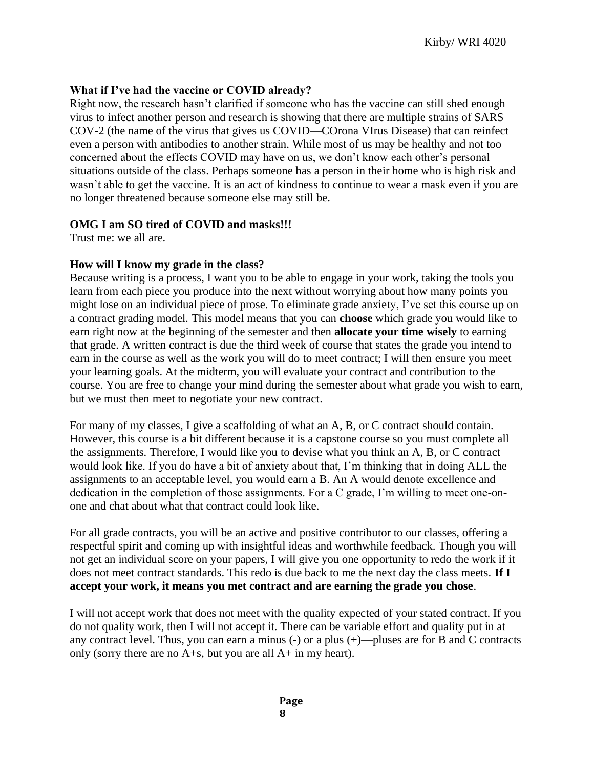**What if I've had the vaccine or COVID already?**
Right now, the research hasn't clarified if someone who has the vaccine can still shed enough virus to infect another person and research is showing that there are multiple strains of SARS COV-2 (the name of the virus that gives us COVID—<u>CO</u>rona <u>VI</u>rus <u>D</u>isease) that can reinfect even a person with antibodies to another strain. While most of us may be healthy and not too concerned about the effects COVID may have on us, we don't know each other's personal situations outside of the class. Perhaps someone has a person in their home who is high risk and wasn't able to get the vaccine. It is an act of kindness to continue to wear a mask even if you are no longer threatened because someone else may still be.

**OMG I am SO tired of COVID and masks!!!**
Trust me: we all are.

**How will I know my grade in the class?**
Because writing is a process, I want you to be able to engage in your work, taking the tools you learn from each piece you produce into the next without worrying about how many points you might lose on an individual piece of prose. To eliminate grade anxiety, I've set this course up on a contract grading model. This model means that you can **choose** which grade you would like to earn right now at the beginning of the semester and then **allocate your time wisely** to earning that grade. A written contract is due the third week of course that states the grade you intend to earn in the course as well as the work you will do to meet contract; I will then ensure you meet your learning goals. At the midterm, you will evaluate your contract and contribution to the course. You are free to change your mind during the semester about what grade you wish to earn, but we must then meet to negotiate your new contract.

For many of my classes, I give a scaffolding of what an A, B, or C contract should contain. However, this course is a bit different because it is a capstone course so you must complete all the assignments. Therefore, I would like you to devise what you think an A, B, or C contract would look like. If you do have a bit of anxiety about that, I'm thinking that in doing ALL the assignments to an acceptable level, you would earn a B. An A would denote excellence and dedication in the completion of those assignments. For a C grade, I'm willing to meet one-on-one and chat about what that contract could look like.

For all grade contracts, you will be an active and positive contributor to our classes, offering a respectful spirit and coming up with insightful ideas and worthwhile feedback. Though you will not get an individual score on your papers, I will give you one opportunity to redo the work if it does not meet contract standards. This redo is due back to me the next day the class meets. **If I accept your work, it means you met contract and are earning the grade you chose**.

I will not accept work that does not meet with the quality expected of your stated contract. If you do not quality work, then I will not accept it. There can be variable effort and quality put in at any contract level. Thus, you can earn a minus (-) or a plus (+)—pluses are for B and C contracts only (sorry there are no A+s, but you are all A+ in my heart).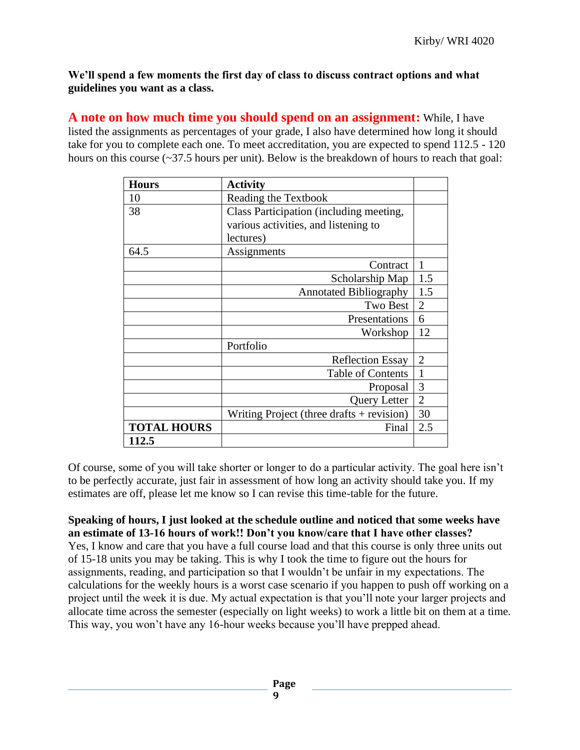**We'll spend a few moments the first day of class to discuss contract options and what guidelines you want as a class.**

**A note on how much time you should spend on an assignment:** While, I have listed the assignments as percentages of your grade, I also have determined how long it should take for you to complete each one. To meet accreditation, you are expected to spend 112.5 - 120 hours on this course (~37.5 hours per unit). Below is the breakdown of hours to reach that goal:

| Hours | Activity | |
|---|---|---|
| 10 | Reading the Textbook | |
| 38 | Class Participation (including meeting, various activities, and listening to lectures) | |
| 64.5 | Assignments | |
| | Contract | 1 |
| | Scholarship Map | 1.5 |
| | Annotated Bibliography | 1.5 |
| | Two Best | 2 |
| | Presentations | 6 |
| | Workshop | 12 |
| | Portfolio | |
| | Reflection Essay | 2 |
| | Table of Contents | 1 |
| | Proposal | 3 |
| | Query Letter | 2 |
| | Writing Project (three drafts + revision) | 30 |
| **TOTAL HOURS** | Final | 2.5 |
| **112.5** | | |

Of course, some of you will take shorter or longer to do a particular activity. The goal here isn't to be perfectly accurate, just fair in assessment of how long an activity should take you. If my estimates are off, please let me know so I can revise this time-table for the future.

**Speaking of hours, I just looked at the schedule outline and noticed that some weeks have an estimate of 13-16 hours of work!! Don't you know/care that I have other classes?**
Yes, I know and care that you have a full course load and that this course is only three units out of 15-18 units you may be taking. This is why I took the time to figure out the hours for assignments, reading, and participation so that I wouldn't be unfair in my expectations. The calculations for the weekly hours is a worst case scenario if you happen to push off working on a project until the week it is due. My actual expectation is that you'll note your larger projects and allocate time across the semester (especially on light weeks) to work a little bit on them at a time. This way, you won't have any 16-hour weeks because you'll have prepped ahead.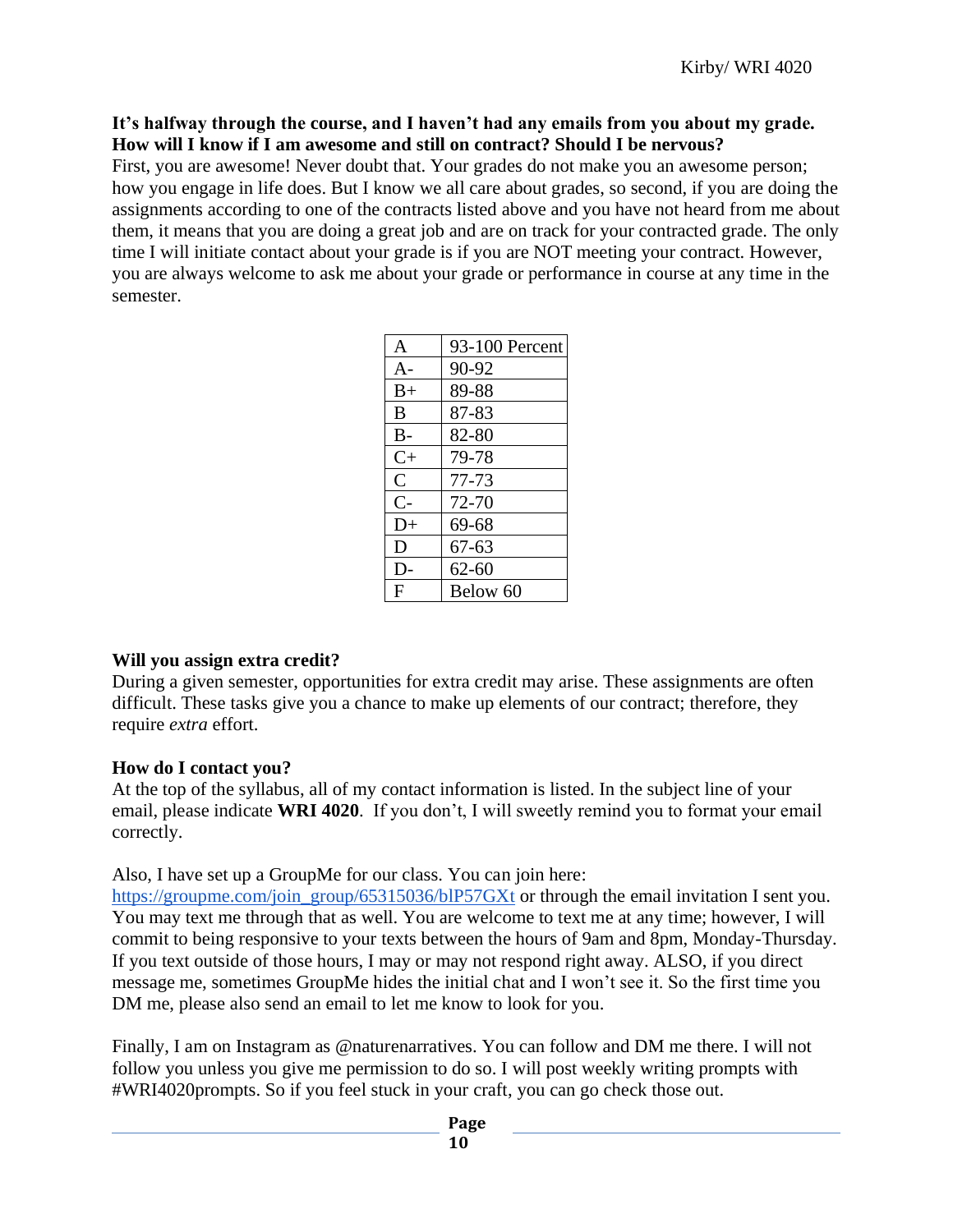**It's halfway through the course, and I haven't had any emails from you about my grade. How will I know if I am awesome and still on contract? Should I be nervous?**

First, you are awesome! Never doubt that. Your grades do not make you an awesome person; how you engage in life does. But I know we all care about grades, so second, if you are doing the assignments according to one of the contracts listed above and you have not heard from me about them, it means that you are doing a great job and are on track for your contracted grade. The only time I will initiate contact about your grade is if you are NOT meeting your contract. However, you are always welcome to ask me about your grade or performance in course at any time in the semester.

| A | 93-100 Percent |
|---|---|
| A- | 90-92 |
| B+ | 89-88 |
| B | 87-83 |
| B- | 82-80 |
| C+ | 79-78 |
| C | 77-73 |
| C- | 72-70 |
| D+ | 69-68 |
| D | 67-63 |
| D- | 62-60 |
| F | Below 60 |

**Will you assign extra credit?**

During a given semester, opportunities for extra credit may arise. These assignments are often difficult. These tasks give you a chance to make up elements of our contract; therefore, they require *extra* effort.

**How do I contact you?**

At the top of the syllabus, all of my contact information is listed. In the subject line of your email, please indicate **WRI 4020**. If you don't, I will sweetly remind you to format your email correctly.

Also, I have set up a GroupMe for our class. You can join here: https://groupme.com/join_group/65315036/blP57GXt or through the email invitation I sent you. You may text me through that as well. You are welcome to text me at any time; however, I will commit to being responsive to your texts between the hours of 9am and 8pm, Monday-Thursday. If you text outside of those hours, I may or may not respond right away. ALSO, if you direct message me, sometimes GroupMe hides the initial chat and I won't see it. So the first time you DM me, please also send an email to let me know to look for you.

Finally, I am on Instagram as @naturenarratives. You can follow and DM me there. I will not follow you unless you give me permission to do so. I will post weekly writing prompts with #WRI4020prompts. So if you feel stuck in your craft, you can go check those out.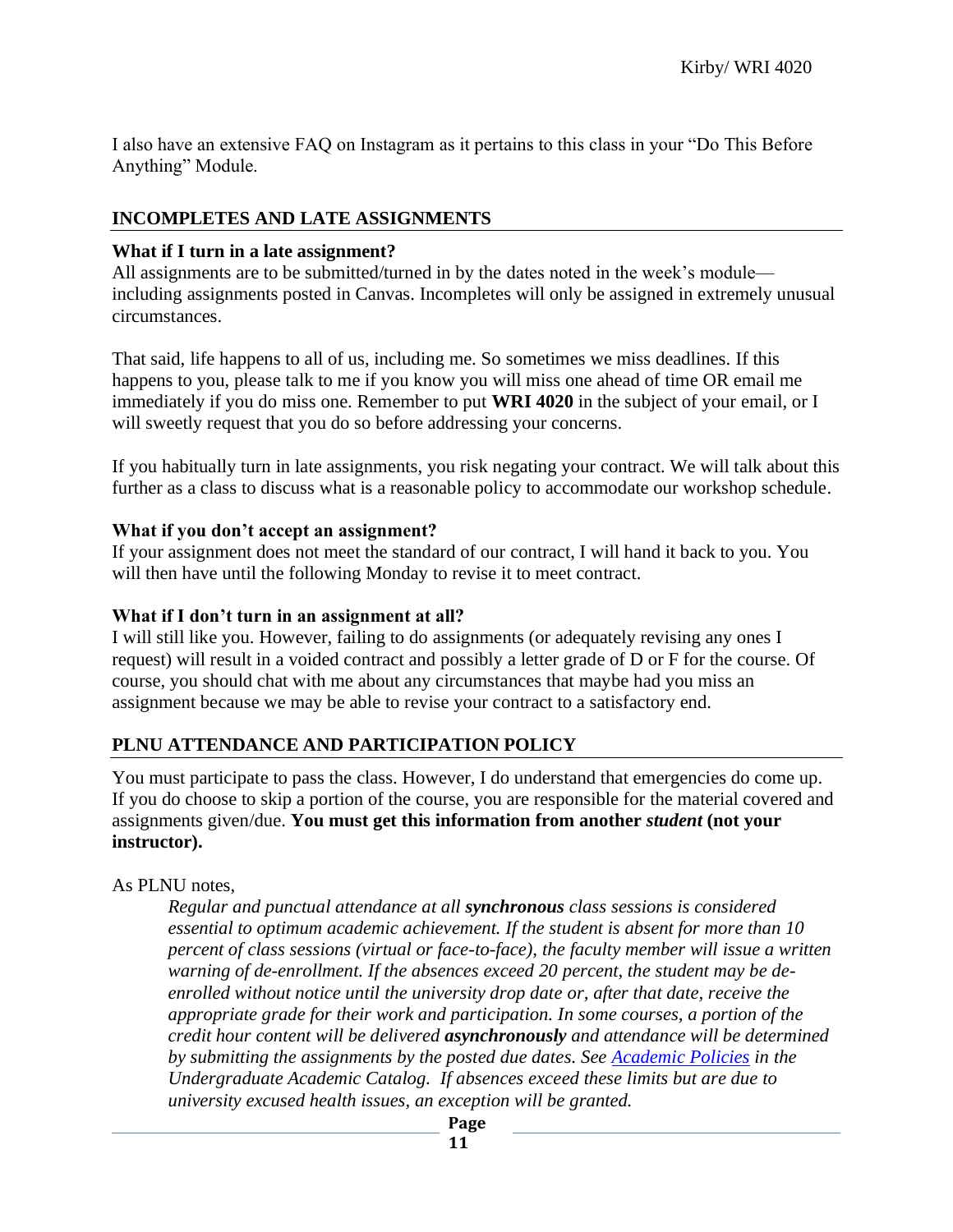I also have an extensive FAQ on Instagram as it pertains to this class in your "Do This Before Anything" Module.

## INCOMPLETES AND LATE ASSIGNMENTS

### What if I turn in a late assignment?

All assignments are to be submitted/turned in by the dates noted in the week's module—including assignments posted in Canvas. Incompletes will only be assigned in extremely unusual circumstances.

That said, life happens to all of us, including me. So sometimes we miss deadlines. If this happens to you, please talk to me if you know you will miss one ahead of time OR email me immediately if you do miss one. Remember to put **WRI 4020** in the subject of your email, or I will sweetly request that you do so before addressing your concerns.

If you habitually turn in late assignments, you risk negating your contract. We will talk about this further as a class to discuss what is a reasonable policy to accommodate our workshop schedule.

### What if you don't accept an assignment?

If your assignment does not meet the standard of our contract, I will hand it back to you. You will then have until the following Monday to revise it to meet contract.

### What if I don't turn in an assignment at all?

I will still like you. However, failing to do assignments (or adequately revising any ones I request) will result in a voided contract and possibly a letter grade of D or F for the course. Of course, you should chat with me about any circumstances that maybe had you miss an assignment because we may be able to revise your contract to a satisfactory end.

## PLNU ATTENDANCE AND PARTICIPATION POLICY

You must participate to pass the class. However, I do understand that emergencies do come up. If you do choose to skip a portion of the course, you are responsible for the material covered and assignments given/due. **You must get this information from another *student* (not your instructor).**

As PLNU notes,

> *Regular and punctual attendance at all **synchronous** class sessions is considered essential to optimum academic achievement. If the student is absent for more than 10 percent of class sessions (virtual or face-to-face), the faculty member will issue a written warning of de-enrollment. If the absences exceed 20 percent, the student may be de-enrolled without notice until the university drop date or, after that date, receive the appropriate grade for their work and participation. In some courses, a portion of the credit hour content will be delivered **asynchronously** and attendance will be determined by submitting the assignments by the posted due dates. See Academic Policies in the Undergraduate Academic Catalog. If absences exceed these limits but are due to university excused health issues, an exception will be granted.*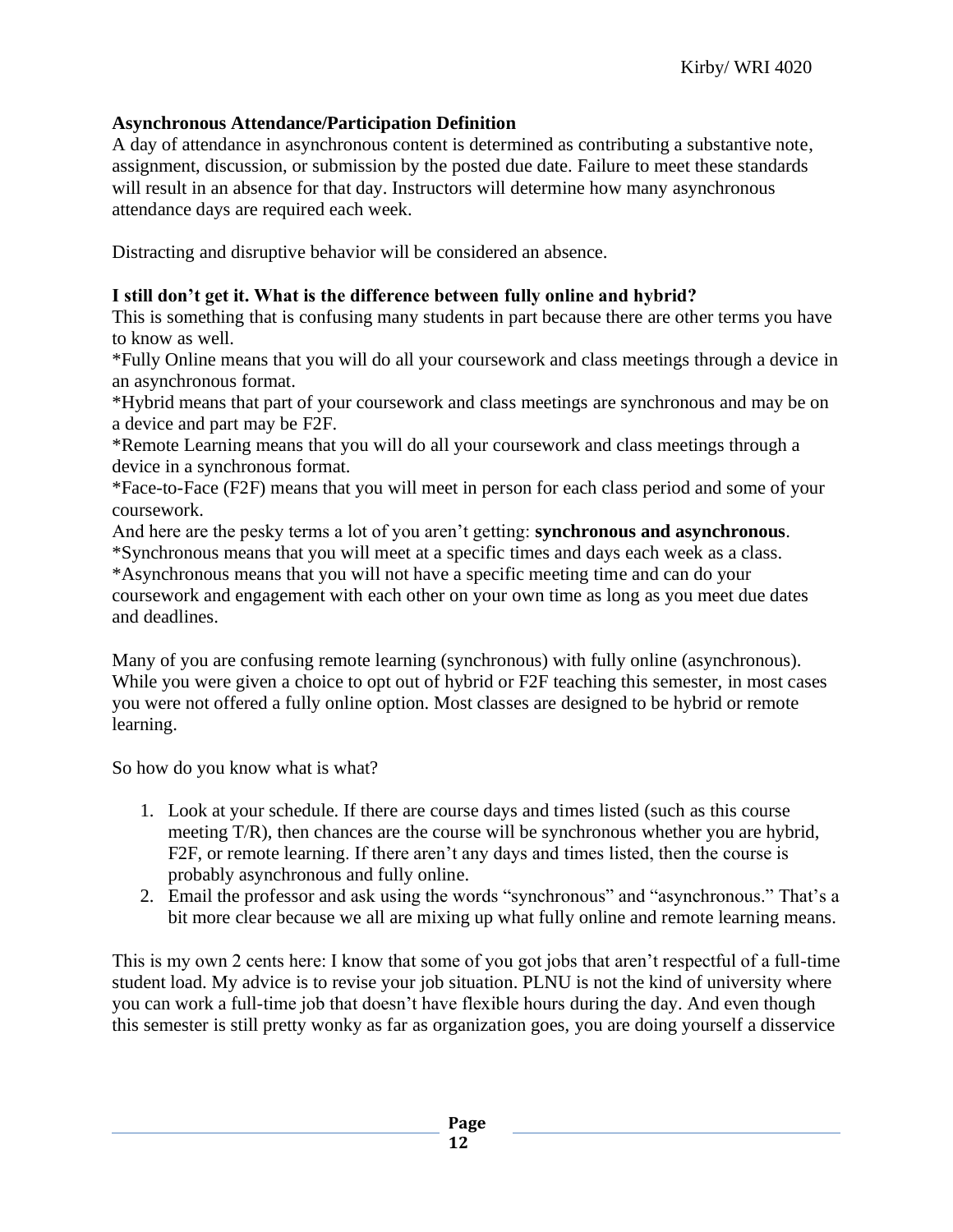**Asynchronous Attendance/Participation Definition**

A day of attendance in asynchronous content is determined as contributing a substantive note, assignment, discussion, or submission by the posted due date. Failure to meet these standards will result in an absence for that day. Instructors will determine how many asynchronous attendance days are required each week.

Distracting and disruptive behavior will be considered an absence.

**I still don't get it. What is the difference between fully online and hybrid?**

This is something that is confusing many students in part because there are other terms you have to know as well.

*Fully Online means that you will do all your coursework and class meetings through a device in an asynchronous format.

*Hybrid means that part of your coursework and class meetings are synchronous and may be on a device and part may be F2F.

*Remote Learning means that you will do all your coursework and class meetings through a device in a synchronous format.

*Face-to-Face (F2F) means that you will meet in person for each class period and some of your coursework.

And here are the pesky terms a lot of you aren't getting: **synchronous and asynchronous**.

*Synchronous means that you will meet at a specific times and days each week as a class.

*Asynchronous means that you will not have a specific meeting time and can do your coursework and engagement with each other on your own time as long as you meet due dates and deadlines.

Many of you are confusing remote learning (synchronous) with fully online (asynchronous). While you were given a choice to opt out of hybrid or F2F teaching this semester, in most cases you were not offered a fully online option. Most classes are designed to be hybrid or remote learning.

So how do you know what is what?

1. Look at your schedule. If there are course days and times listed (such as this course meeting T/R), then chances are the course will be synchronous whether you are hybrid, F2F, or remote learning. If there aren't any days and times listed, then the course is probably asynchronous and fully online.
2. Email the professor and ask using the words "synchronous" and "asynchronous." That's a bit more clear because we all are mixing up what fully online and remote learning means.

This is my own 2 cents here: I know that some of you got jobs that aren't respectful of a full-time student load. My advice is to revise your job situation. PLNU is not the kind of university where you can work a full-time job that doesn't have flexible hours during the day. And even though this semester is still pretty wonky as far as organization goes, you are doing yourself a disservice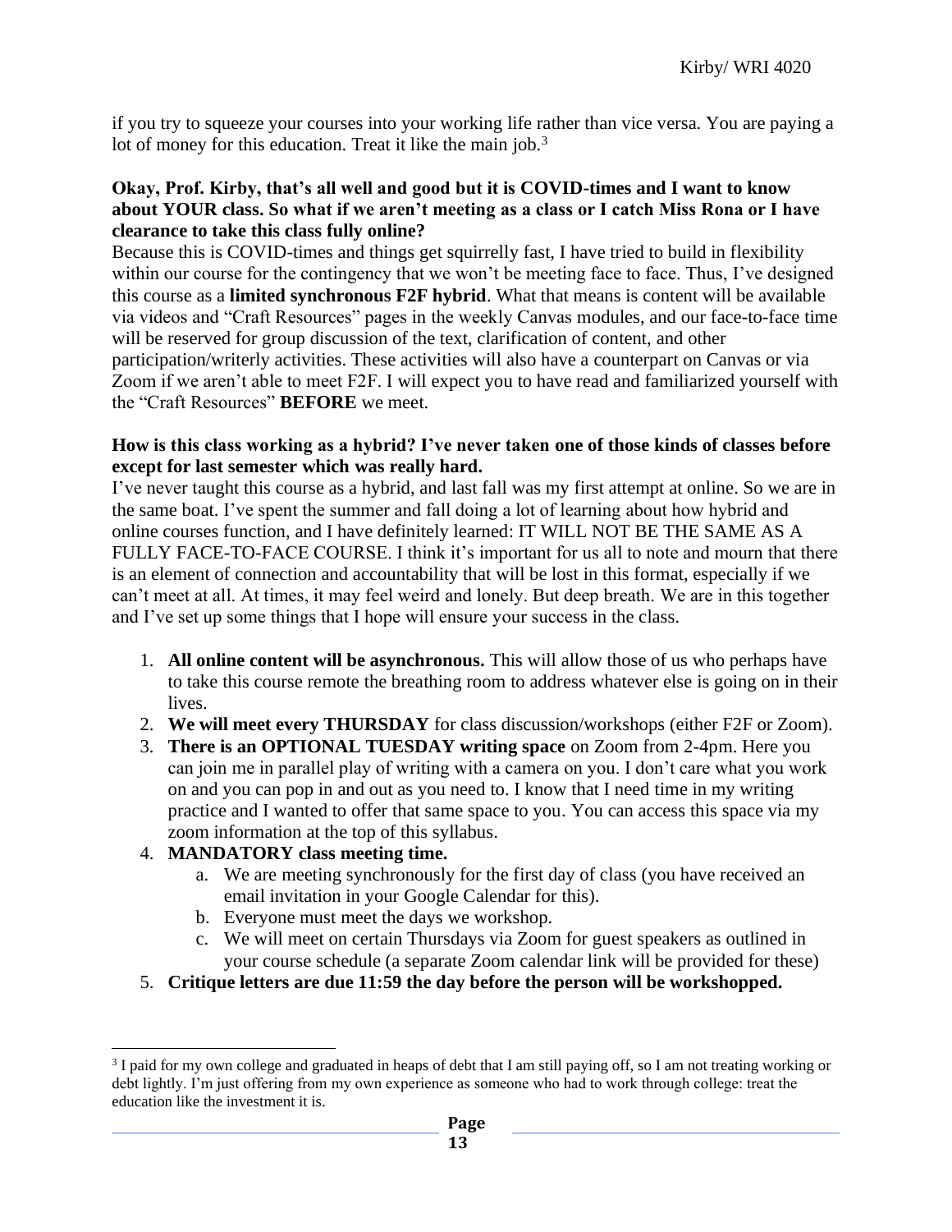if you try to squeeze your courses into your working life rather than vice versa. You are paying a lot of money for this education. Treat it like the main job.[3]

**Okay, Prof. Kirby, that's all well and good but it is COVID-times and I want to know about YOUR class. So what if we aren't meeting as a class or I catch Miss Rona or I have clearance to take this class fully online?**

Because this is COVID-times and things get squirrelly fast, I have tried to build in flexibility within our course for the contingency that we won't be meeting face to face. Thus, I've designed this course as a **limited synchronous F2F hybrid**. What that means is content will be available via videos and "Craft Resources" pages in the weekly Canvas modules, and our face-to-face time will be reserved for group discussion of the text, clarification of content, and other participation/writerly activities. These activities will also have a counterpart on Canvas or via Zoom if we aren't able to meet F2F. I will expect you to have read and familiarized yourself with the "Craft Resources" **BEFORE** we meet.

**How is this class working as a hybrid? I've never taken one of those kinds of classes before except for last semester which was really hard.**

I've never taught this course as a hybrid, and last fall was my first attempt at online. So we are in the same boat. I've spent the summer and fall doing a lot of learning about how hybrid and online courses function, and I have definitely learned: IT WILL NOT BE THE SAME AS A FULLY FACE-TO-FACE COURSE. I think it's important for us all to note and mourn that there is an element of connection and accountability that will be lost in this format, especially if we can't meet at all. At times, it may feel weird and lonely. But deep breath. We are in this together and I've set up some things that I hope will ensure your success in the class.

1. **All online content will be asynchronous.** This will allow those of us who perhaps have to take this course remote the breathing room to address whatever else is going on in their lives.
2. **We will meet every THURSDAY** for class discussion/workshops (either F2F or Zoom).
3. **There is an OPTIONAL TUESDAY writing space** on Zoom from 2-4pm. Here you can join me in parallel play of writing with a camera on you. I don't care what you work on and you can pop in and out as you need to. I know that I need time in my writing practice and I wanted to offer that same space to you. You can access this space via my zoom information at the top of this syllabus.
4. **MANDATORY class meeting time.**
   a. We are meeting synchronously for the first day of class (you have received an email invitation in your Google Calendar for this).
   b. Everyone must meet the days we workshop.
   c. We will meet on certain Thursdays via Zoom for guest speakers as outlined in your course schedule (a separate Zoom calendar link will be provided for these)
5. **Critique letters are due 11:59 the day before the person will be workshopped.**

[3] I paid for my own college and graduated in heaps of debt that I am still paying off, so I am not treating working or debt lightly. I'm just offering from my own experience as someone who had to work through college: treat the education like the investment it is.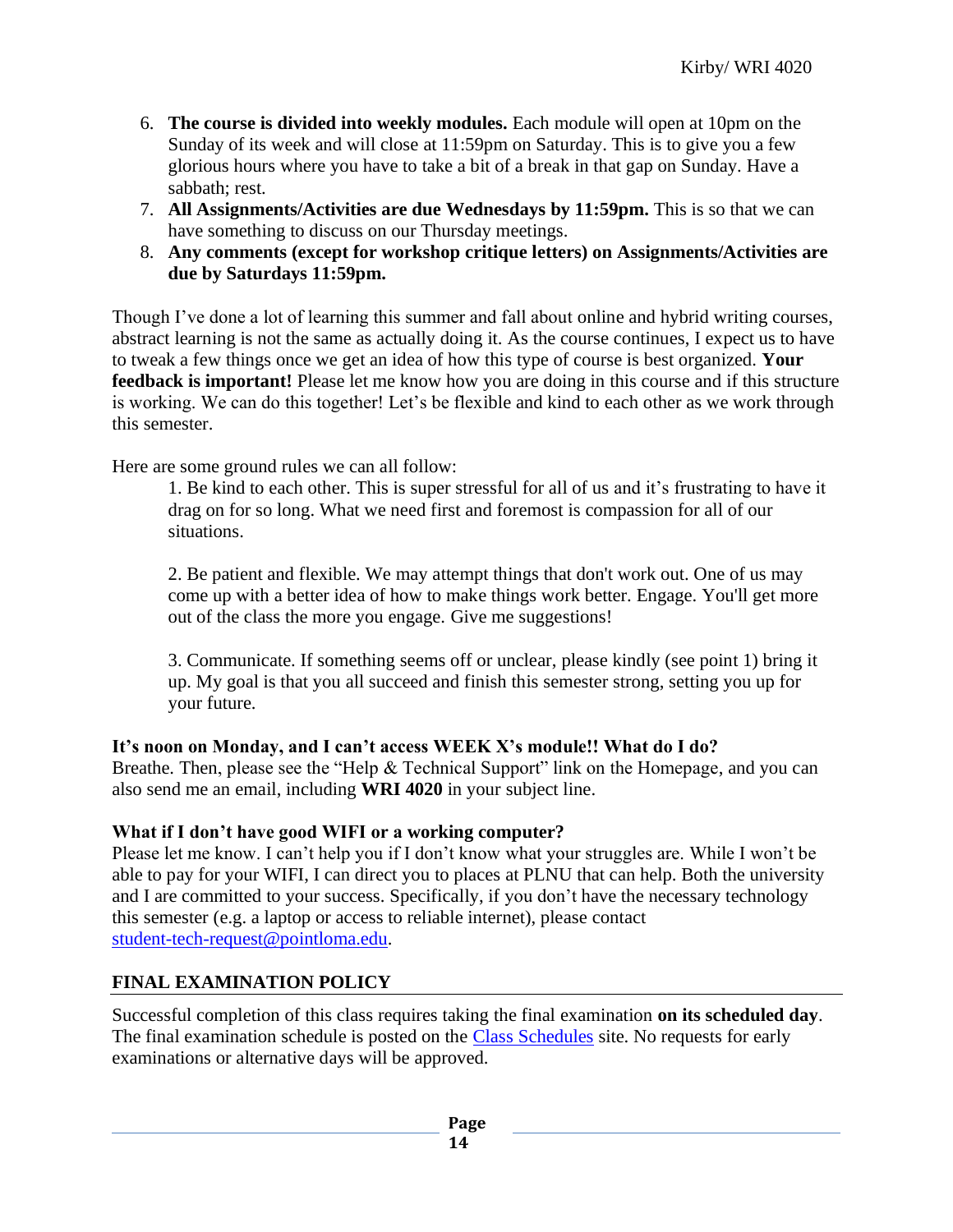6. **The course is divided into weekly modules.** Each module will open at 10pm on the Sunday of its week and will close at 11:59pm on Saturday. This is to give you a few glorious hours where you have to take a bit of a break in that gap on Sunday. Have a sabbath; rest.
7. **All Assignments/Activities are due Wednesdays by 11:59pm.** This is so that we can have something to discuss on our Thursday meetings.
8. **Any comments (except for workshop critique letters) on Assignments/Activities are due by Saturdays 11:59pm.**

Though I've done a lot of learning this summer and fall about online and hybrid writing courses, abstract learning is not the same as actually doing it. As the course continues, I expect us to have to tweak a few things once we get an idea of how this type of course is best organized. **Your feedback is important!** Please let me know how you are doing in this course and if this structure is working. We can do this together! Let's be flexible and kind to each other as we work through this semester.

Here are some ground rules we can all follow:

1. Be kind to each other. This is super stressful for all of us and it's frustrating to have it drag on for so long. What we need first and foremost is compassion for all of our situations.

2. Be patient and flexible. We may attempt things that don't work out. One of us may come up with a better idea of how to make things work better. Engage. You'll get more out of the class the more you engage. Give me suggestions!

3. Communicate. If something seems off or unclear, please kindly (see point 1) bring it up. My goal is that you all succeed and finish this semester strong, setting you up for your future.

**It's noon on Monday, and I can't access WEEK X's module!! What do I do?**
Breathe. Then, please see the "Help & Technical Support" link on the Homepage, and you can also send me an email, including **WRI 4020** in your subject line.

**What if I don't have good WIFI or a working computer?**
Please let me know. I can't help you if I don't know what your struggles are. While I won't be able to pay for your WIFI, I can direct you to places at PLNU that can help. Both the university and I are committed to your success. Specifically, if you don't have the necessary technology this semester (e.g. a laptop or access to reliable internet), please contact student-tech-request@pointloma.edu.

## FINAL EXAMINATION POLICY

Successful completion of this class requires taking the final examination **on its scheduled day**. The final examination schedule is posted on the Class Schedules site. No requests for early examinations or alternative days will be approved.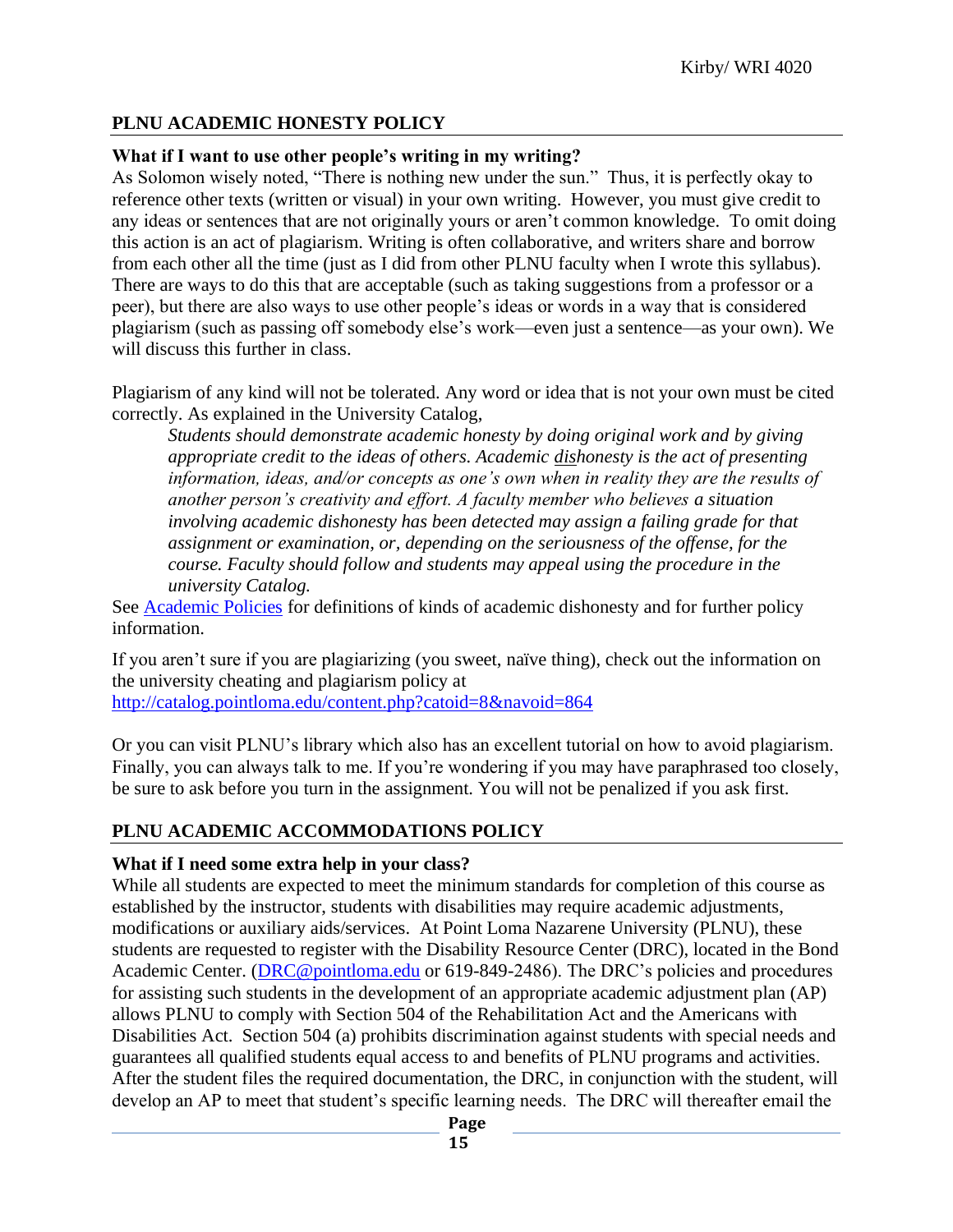## PLNU ACADEMIC HONESTY POLICY

**What if I want to use other people's writing in my writing?**

As Solomon wisely noted, "There is nothing new under the sun." Thus, it is perfectly okay to reference other texts (written or visual) in your own writing. However, you must give credit to any ideas or sentences that are not originally yours or aren't common knowledge. To omit doing this action is an act of plagiarism. Writing is often collaborative, and writers share and borrow from each other all the time (just as I did from other PLNU faculty when I wrote this syllabus). There are ways to do this that are acceptable (such as taking suggestions from a professor or a peer), but there are also ways to use other people's ideas or words in a way that is considered plagiarism (such as passing off somebody else's work—even just a sentence—as your own). We will discuss this further in class.

Plagiarism of any kind will not be tolerated. Any word or idea that is not your own must be cited correctly. As explained in the University Catalog,

> *Students should demonstrate academic honesty by doing original work and by giving appropriate credit to the ideas of others. Academic <u>dis</u>honesty is the act of presenting information, ideas, and/or concepts as one's own when in reality they are the results of another person's creativity and effort. A faculty member who believes a situation involving academic dishonesty has been detected may assign a failing grade for that assignment or examination, or, depending on the seriousness of the offense, for the course. Faculty should follow and students may appeal using the procedure in the university Catalog.*

See [Academic Policies]() for definitions of kinds of academic dishonesty and for further policy information.

If you aren't sure if you are plagiarizing (you sweet, naïve thing), check out the information on the university cheating and plagiarism policy at
[http://catalog.pointloma.edu/content.php?catoid=8&navoid=864](http://catalog.pointloma.edu/content.php?catoid=8&navoid=864)

Or you can visit PLNU's library which also has an excellent tutorial on how to avoid plagiarism. Finally, you can always talk to me. If you're wondering if you may have paraphrased too closely, be sure to ask before you turn in the assignment. You will not be penalized if you ask first.

## PLNU ACADEMIC ACCOMMODATIONS POLICY

**What if I need some extra help in your class?**

While all students are expected to meet the minimum standards for completion of this course as established by the instructor, students with disabilities may require academic adjustments, modifications or auxiliary aids/services. At Point Loma Nazarene University (PLNU), these students are requested to register with the Disability Resource Center (DRC), located in the Bond Academic Center. ([DRC@pointloma.edu](mailto:DRC@pointloma.edu) or 619-849-2486). The DRC's policies and procedures for assisting such students in the development of an appropriate academic adjustment plan (AP) allows PLNU to comply with Section 504 of the Rehabilitation Act and the Americans with Disabilities Act. Section 504 (a) prohibits discrimination against students with special needs and guarantees all qualified students equal access to and benefits of PLNU programs and activities. After the student files the required documentation, the DRC, in conjunction with the student, will develop an AP to meet that student's specific learning needs. The DRC will thereafter email the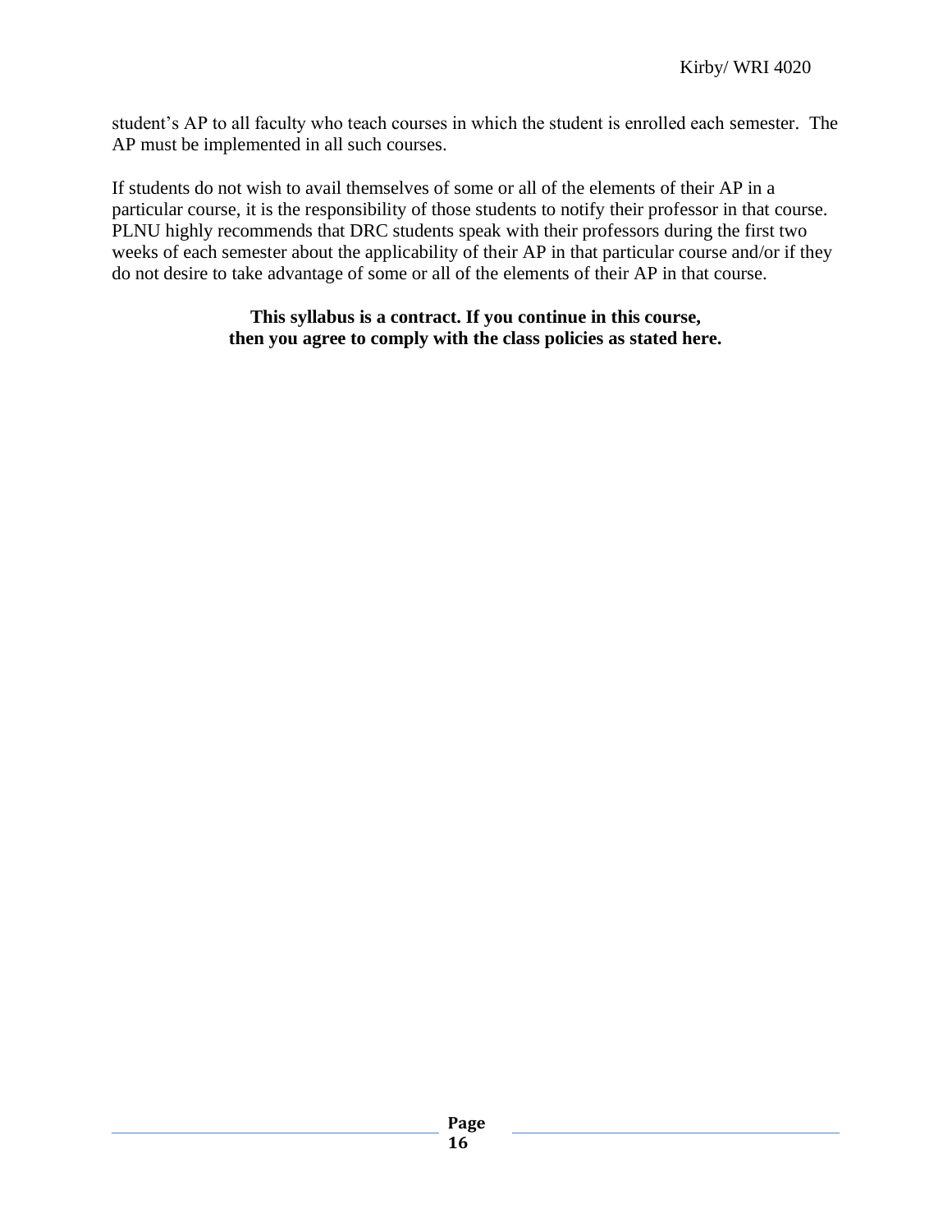student's AP to all faculty who teach courses in which the student is enrolled each semester. The AP must be implemented in all such courses.

If students do not wish to avail themselves of some or all of the elements of their AP in a particular course, it is the responsibility of those students to notify their professor in that course. PLNU highly recommends that DRC students speak with their professors during the first two weeks of each semester about the applicability of their AP in that particular course and/or if they do not desire to take advantage of some or all of the elements of their AP in that course.

**This syllabus is a contract. If you continue in this course, then you agree to comply with the class policies as stated here.**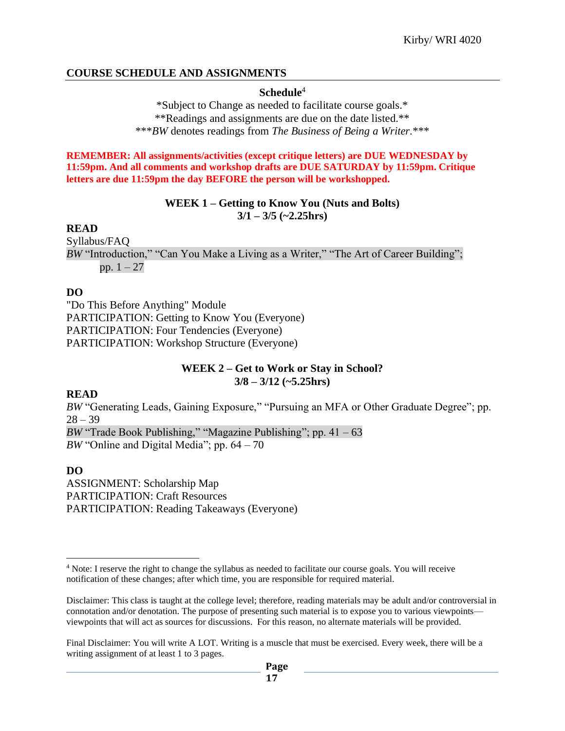## COURSE SCHEDULE AND ASSIGNMENTS

**Schedule**[4]

*Subject to Change as needed to facilitate course goals.*
**Readings and assignments are due on the date listed.**
****BW* denotes readings from *The Business of Being a Writer*.***

**REMEMBER: All assignments/activities (except critique letters) are DUE WEDNESDAY by 11:59pm. And all comments and workshop drafts are DUE SATURDAY by 11:59pm. Critique letters are due 11:59pm the day BEFORE the person will be workshopped.**

### WEEK 1 – Getting to Know You (Nuts and Bolts)
### 3/1 – 3/5 (~2.25hrs)

**READ**

Syllabus/FAQ

*BW* "Introduction," "Can You Make a Living as a Writer," "The Art of Career Building"; pp. 1 – 27

**DO**

"Do This Before Anything" Module
PARTICIPATION: Getting to Know You (Everyone)
PARTICIPATION: Four Tendencies (Everyone)
PARTICIPATION: Workshop Structure (Everyone)

### WEEK 2 – Get to Work or Stay in School?
### 3/8 – 3/12 (~5.25hrs)

**READ**

*BW* "Generating Leads, Gaining Exposure," "Pursuing an MFA or Other Graduate Degree"; pp. 28 – 39
*BW* "Trade Book Publishing," "Magazine Publishing"; pp. 41 – 63
*BW* "Online and Digital Media"; pp. 64 – 70

**DO**

ASSIGNMENT: Scholarship Map
PARTICIPATION: Craft Resources
PARTICIPATION: Reading Takeaways (Everyone)

---

[4] Note: I reserve the right to change the syllabus as needed to facilitate our course goals. You will receive notification of these changes; after which time, you are responsible for required material.

Disclaimer: This class is taught at the college level; therefore, reading materials may be adult and/or controversial in connotation and/or denotation. The purpose of presenting such material is to expose you to various viewpoints—viewpoints that will act as sources for discussions. For this reason, no alternate materials will be provided.

Final Disclaimer: You will write A LOT. Writing is a muscle that must be exercised. Every week, there will be a writing assignment of at least 1 to 3 pages.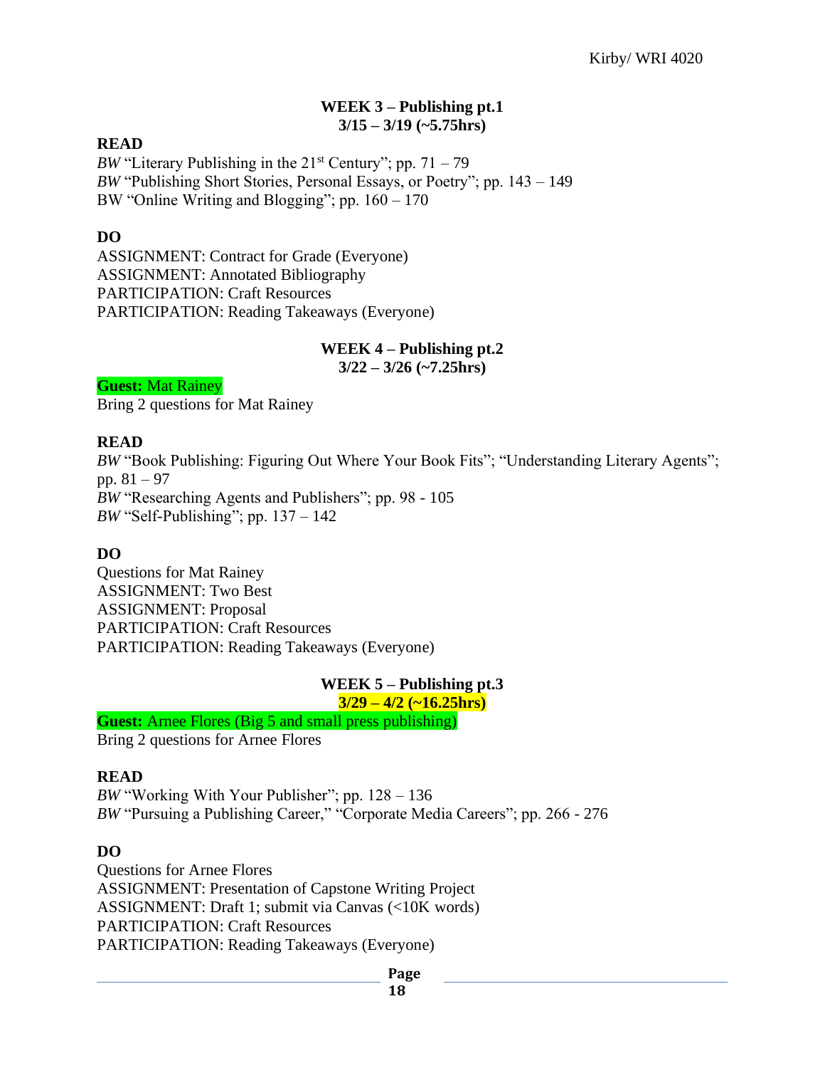## WEEK 3 – Publishing pt.1
**3/15 – 3/19 (~5.75hrs)**

**READ**

*BW* "Literary Publishing in the 21st Century"; pp. 71 – 79
*BW* "Publishing Short Stories, Personal Essays, or Poetry"; pp. 143 – 149
BW "Online Writing and Blogging"; pp. 160 – 170

**DO**

ASSIGNMENT: Contract for Grade (Everyone)
ASSIGNMENT: Annotated Bibliography
PARTICIPATION: Craft Resources
PARTICIPATION: Reading Takeaways (Everyone)

## WEEK 4 – Publishing pt.2
**3/22 – 3/26 (~7.25hrs)**

**Guest:** Mat Rainey
Bring 2 questions for Mat Rainey

**READ**

*BW* "Book Publishing: Figuring Out Where Your Book Fits"; "Understanding Literary Agents"; pp. 81 – 97
*BW* "Researching Agents and Publishers"; pp. 98 - 105
*BW* "Self-Publishing"; pp. 137 – 142

**DO**

Questions for Mat Rainey
ASSIGNMENT: Two Best
ASSIGNMENT: Proposal
PARTICIPATION: Craft Resources
PARTICIPATION: Reading Takeaways (Everyone)

## WEEK 5 – Publishing pt.3
**3/29 – 4/2 (~16.25hrs)**

**Guest:** Arnee Flores (Big 5 and small press publishing)
Bring 2 questions for Arnee Flores

**READ**

*BW* "Working With Your Publisher"; pp. 128 – 136
*BW* "Pursuing a Publishing Career," "Corporate Media Careers"; pp. 266 - 276

**DO**

Questions for Arnee Flores
ASSIGNMENT: Presentation of Capstone Writing Project
ASSIGNMENT: Draft 1; submit via Canvas (<10K words)
PARTICIPATION: Craft Resources
PARTICIPATION: Reading Takeaways (Everyone)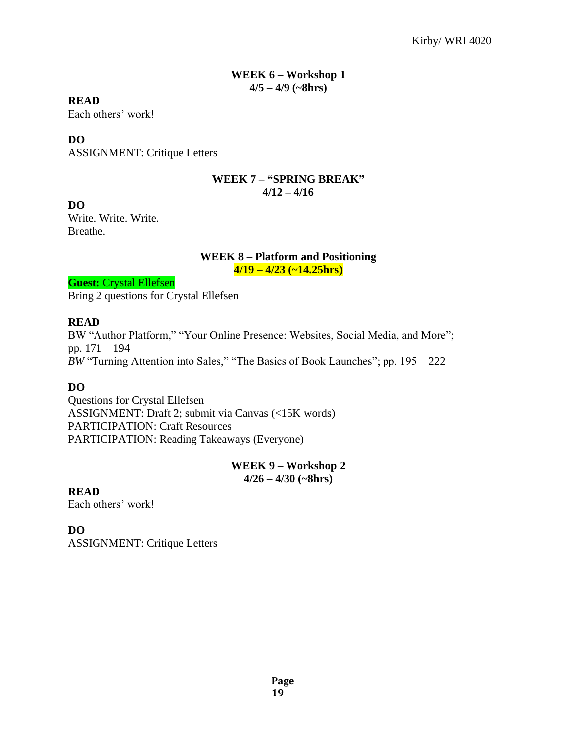**WEEK 6 – Workshop 1**
**4/5 – 4/9 (~8hrs)**

**READ**
Each others' work!

**DO**
ASSIGNMENT: Critique Letters

**WEEK 7 – "SPRING BREAK"**
**4/12 – 4/16**

**DO**
Write. Write. Write.
Breathe.

**WEEK 8 – Platform and Positioning**
**4/19 – 4/23 (~14.25hrs)**

**Guest:** Crystal Ellefsen
Bring 2 questions for Crystal Ellefsen

**READ**
BW "Author Platform," "Your Online Presence: Websites, Social Media, and More"; pp. 171 – 194
*BW* "Turning Attention into Sales," "The Basics of Book Launches"; pp. 195 – 222

**DO**
Questions for Crystal Ellefsen
ASSIGNMENT: Draft 2; submit via Canvas (<15K words)
PARTICIPATION: Craft Resources
PARTICIPATION: Reading Takeaways (Everyone)

**WEEK 9 – Workshop 2**
**4/26 – 4/30 (~8hrs)**

**READ**
Each others' work!

**DO**
ASSIGNMENT: Critique Letters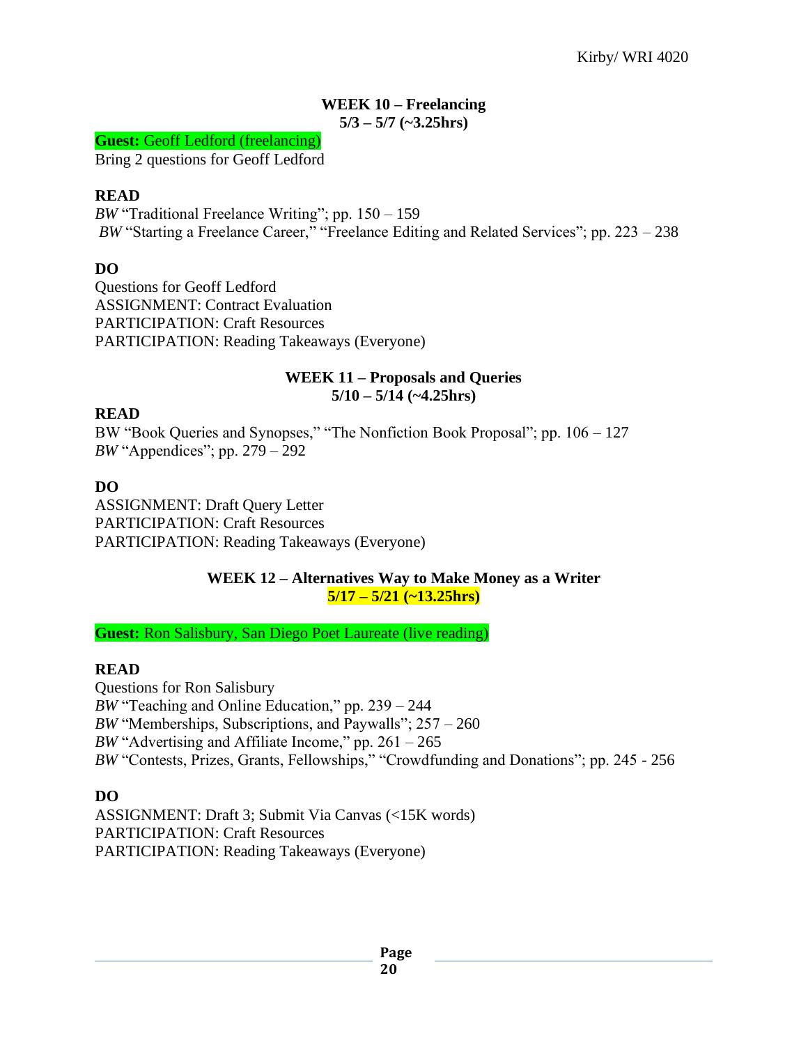## WEEK 10 – Freelancing
**5/3 – 5/7 (~3.25hrs)**

**Guest:** Geoff Ledford (freelancing)
Bring 2 questions for Geoff Ledford

**READ**
*BW* "Traditional Freelance Writing"; pp. 150 – 159
*BW* "Starting a Freelance Career," "Freelance Editing and Related Services"; pp. 223 – 238

**DO**
Questions for Geoff Ledford
ASSIGNMENT: Contract Evaluation
PARTICIPATION: Craft Resources
PARTICIPATION: Reading Takeaways (Everyone)

## WEEK 11 – Proposals and Queries
**5/10 – 5/14 (~4.25hrs)**

**READ**
BW "Book Queries and Synopses," "The Nonfiction Book Proposal"; pp. 106 – 127
*BW* "Appendices"; pp. 279 – 292

**DO**
ASSIGNMENT: Draft Query Letter
PARTICIPATION: Craft Resources
PARTICIPATION: Reading Takeaways (Everyone)

## WEEK 12 – Alternatives Way to Make Money as a Writer
**5/17 – 5/21 (~13.25hrs)**

**Guest:** Ron Salisbury, San Diego Poet Laureate (live reading)

**READ**
Questions for Ron Salisbury
*BW* "Teaching and Online Education," pp. 239 – 244
*BW* "Memberships, Subscriptions, and Paywalls"; 257 – 260
*BW* "Advertising and Affiliate Income," pp. 261 – 265
*BW* "Contests, Prizes, Grants, Fellowships," "Crowdfunding and Donations"; pp. 245 - 256

**DO**
ASSIGNMENT: Draft 3; Submit Via Canvas (<15K words)
PARTICIPATION: Craft Resources
PARTICIPATION: Reading Takeaways (Everyone)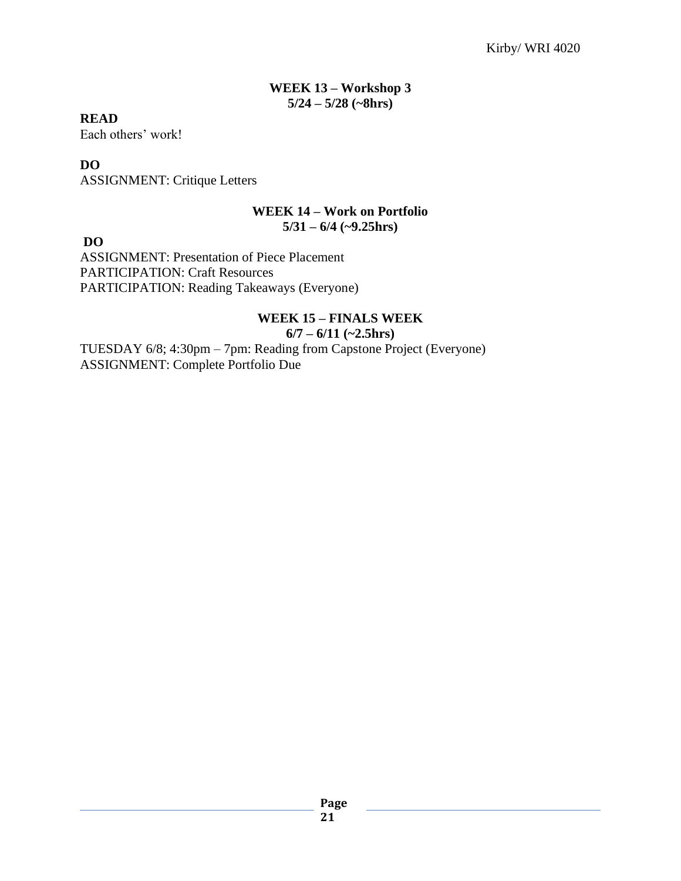## WEEK 13 – Workshop 3
**5/24 – 5/28 (~8hrs)**

**READ**

Each others' work!

**DO**

ASSIGNMENT: Critique Letters

## WEEK 14 – Work on Portfolio
**5/31 – 6/4 (~9.25hrs)**

**DO**

ASSIGNMENT: Presentation of Piece Placement
PARTICIPATION: Craft Resources
PARTICIPATION: Reading Takeaways (Everyone)

## WEEK 15 – FINALS WEEK
**6/7 – 6/11 (~2.5hrs)**

TUESDAY 6/8; 4:30pm – 7pm: Reading from Capstone Project (Everyone)
ASSIGNMENT: Complete Portfolio Due